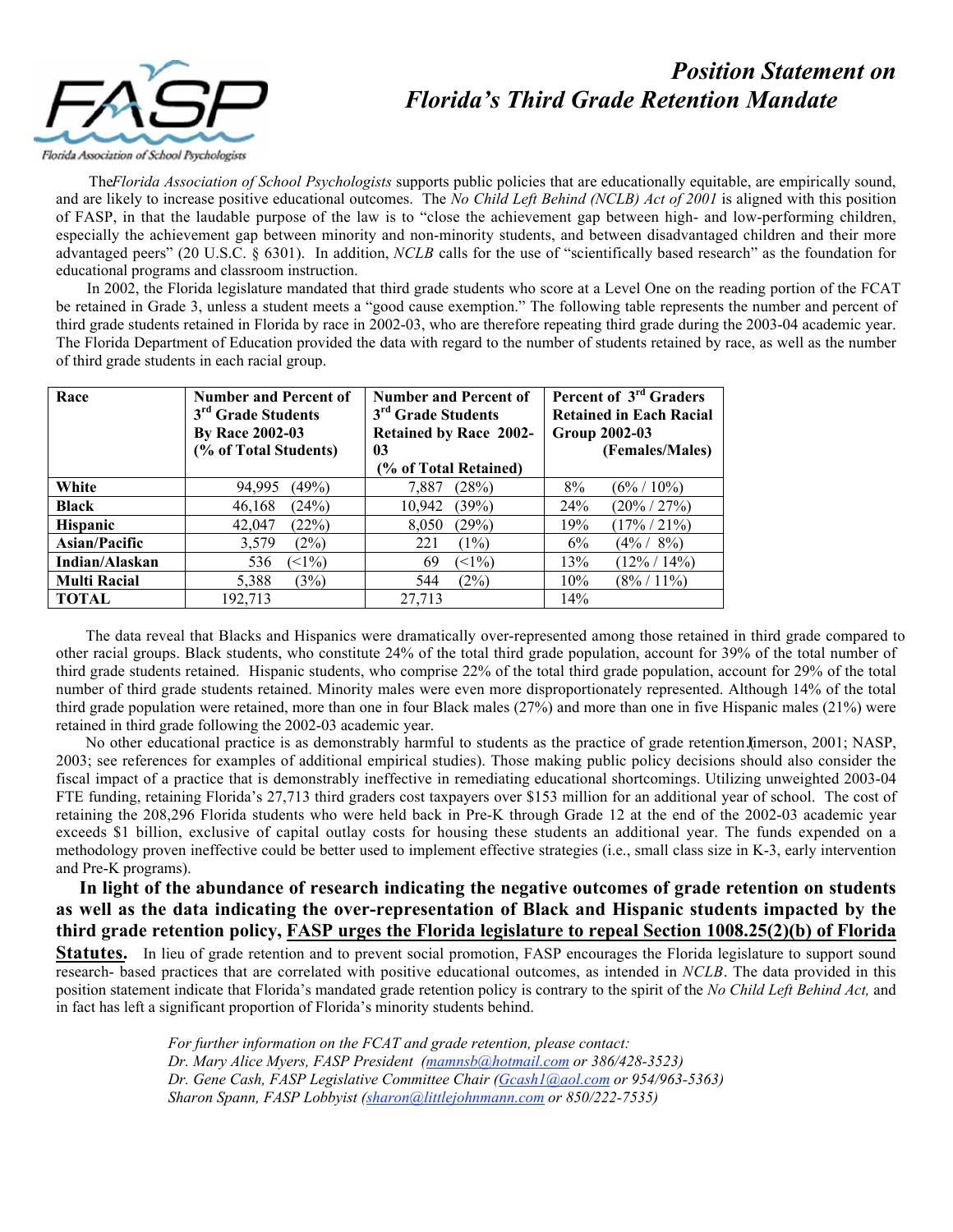# Position Statement on Florida's Third Grade Retention Mandate

The *Florida Association of School Psychologists* supports public policies that are educationally equitable, are empirically sound, and are likely to increase positive educational outcomes. The *No Child Left Behind (NCLB) Act of 2001* is aligned with this position of FASP, in that the laudable purpose of the law is to "close the achievement gap between high- and low-performing children, especially the achievement gap between minority and non-minority students, and between disadvantaged children and their more advantaged peers" (20 U.S.C. § 6301). In addition, *NCLB* calls for the use of "scientifically based research" as the foundation for educational programs and classroom instruction.

In 2002, the Florida legislature mandated that third grade students who score at a Level One on the reading portion of the FCAT be retained in Grade 3, unless a student meets a "good cause exemption." The following table represents the number and percent of third grade students retained in Florida by race in 2002-03, who are therefore repeating third grade during the 2003-04 academic year. The Florida Department of Education provided the data with regard to the number of students retained by race, as well as the number of third grade students in each racial group.

| Race | Number and Percent of 3rd Grade Students By Race 2002-03 (% of Total Students) | Number and Percent of 3rd Grade Students Retained by Race 2002-03 (% of Total Retained) | Percent of 3rd Graders Retained in Each Racial Group 2002-03 (Females/Males) |
|---|---|---|---|
| **White** | 94,995 (49%) | 7,887 (28%) | 8% (6% / 10%) |
| **Black** | 46,168 (24%) | 10,942 (39%) | 24% (20% / 27%) |
| **Hispanic** | 42,047 (22%) | 8,050 (29%) | 19% (17% / 21%) |
| **Asian/Pacific** | 3,579 (2%) | 221 (1%) | 6% (4% / 8%) |
| **Indian/Alaskan** | 536 (<1%) | 69 (<1%) | 13% (12% / 14%) |
| **Multi Racial** | 5,388 (3%) | 544 (2%) | 10% (8% / 11%) |
| **TOTAL** | 192,713 | 27,713 | 14% |

The data reveal that Blacks and Hispanics were dramatically over-represented among those retained in third grade compared to other racial groups. Black students, who constitute 24% of the total third grade population, account for 39% of the total number of third grade students retained. Hispanic students, who comprise 22% of the total third grade population, account for 29% of the total number of third grade students retained. Minority males were even more disproportionately represented. Although 14% of the total third grade population were retained, more than one in four Black males (27%) and more than one in five Hispanic males (21%) were retained in third grade following the 2002-03 academic year.

No other educational practice is as demonstrably harmful to students as the practice of grade retention (Jimerson, 2001; NASP, 2003; see references for examples of additional empirical studies). Those making public policy decisions should also consider the fiscal impact of a practice that is demonstrably ineffective in remediating educational shortcomings. Utilizing unweighted 2003-04 FTE funding, retaining Florida's 27,713 third graders cost taxpayers over $153 million for an additional year of school. The cost of retaining the 208,296 Florida students who were held back in Pre-K through Grade 12 at the end of the 2002-03 academic year exceeds $1 billion, exclusive of capital outlay costs for housing these students an additional year. The funds expended on a methodology proven ineffective could be better used to implement effective strategies (i.e., small class size in K-3, early intervention and Pre-K programs).

**In light of the abundance of research indicating the negative outcomes of grade retention on students as well as the data indicating the over-representation of Black and Hispanic students impacted by the third grade retention policy, <u>FASP urges the Florida legislature to repeal Section 1008.25(2)(b) of Florida Statutes</u>.** In lieu of grade retention and to prevent social promotion, FASP encourages the Florida legislature to support sound research- based practices that are correlated with positive educational outcomes, as intended in *NCLB*. The data provided in this position statement indicate that Florida's mandated grade retention policy is contrary to the spirit of the *No Child Left Behind Act,* and in fact has left a significant proportion of Florida's minority students behind.

*For further information on the FCAT and grade retention, please contact:*
*Dr. Mary Alice Myers, FASP President (mamnsb@hotmail.com or 386/428-3523)*
*Dr. Gene Cash, FASP Legislative Committee Chair (Gcash1@aol.com or 954/963-5363)*
*Sharon Spann, FASP Lobbyist (sharon@littlejohnmann.com or 850/222-7535)*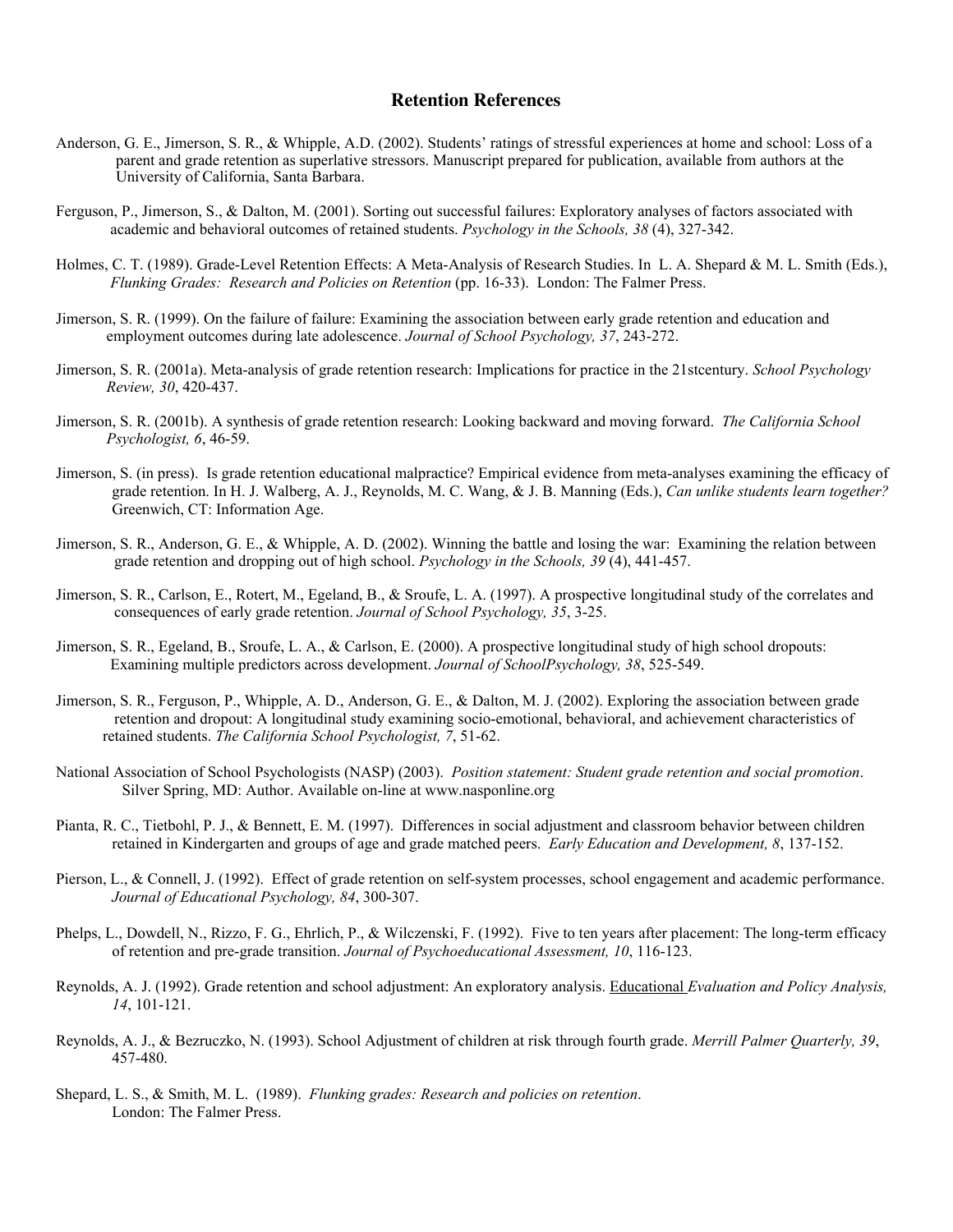## Retention References

Anderson, G. E., Jimerson, S. R., & Whipple, A.D. (2002). Students' ratings of stressful experiences at home and school: Loss of a parent and grade retention as superlative stressors. Manuscript prepared for publication, available from authors at the University of California, Santa Barbara.

Ferguson, P., Jimerson, S., & Dalton, M. (2001). Sorting out successful failures: Exploratory analyses of factors associated with academic and behavioral outcomes of retained students. *Psychology in the Schools, 38* (4), 327-342.

Holmes, C. T. (1989). Grade-Level Retention Effects: A Meta-Analysis of Research Studies. In L. A. Shepard & M. L. Smith (Eds.), *Flunking Grades: Research and Policies on Retention* (pp. 16-33). London: The Falmer Press.

Jimerson, S. R. (1999). On the failure of failure: Examining the association between early grade retention and education and employment outcomes during late adolescence. *Journal of School Psychology, 37*, 243-272.

Jimerson, S. R. (2001a). Meta-analysis of grade retention research: Implications for practice in the 21stcentury. *School Psychology Review, 30*, 420-437.

Jimerson, S. R. (2001b). A synthesis of grade retention research: Looking backward and moving forward. *The California School Psychologist, 6*, 46-59.

Jimerson, S. (in press). Is grade retention educational malpractice? Empirical evidence from meta-analyses examining the efficacy of grade retention. In H. J. Walberg, A. J., Reynolds, M. C. Wang, & J. B. Manning (Eds.), *Can unlike students learn together?* Greenwich, CT: Information Age.

Jimerson, S. R., Anderson, G. E., & Whipple, A. D. (2002). Winning the battle and losing the war: Examining the relation between grade retention and dropping out of high school. *Psychology in the Schools, 39* (4), 441-457.

Jimerson, S. R., Carlson, E., Rotert, M., Egeland, B., & Sroufe, L. A. (1997). A prospective longitudinal study of the correlates and consequences of early grade retention. *Journal of School Psychology, 35*, 3-25.

Jimerson, S. R., Egeland, B., Sroufe, L. A., & Carlson, E. (2000). A prospective longitudinal study of high school dropouts: Examining multiple predictors across development. *Journal of SchoolPsychology, 38*, 525-549.

Jimerson, S. R., Ferguson, P., Whipple, A. D., Anderson, G. E., & Dalton, M. J. (2002). Exploring the association between grade retention and dropout: A longitudinal study examining socio-emotional, behavioral, and achievement characteristics of retained students. *The California School Psychologist, 7*, 51-62.

National Association of School Psychologists (NASP) (2003). *Position statement: Student grade retention and social promotion*. Silver Spring, MD: Author. Available on-line at www.nasponline.org

Pianta, R. C., Tietbohl, P. J., & Bennett, E. M. (1997). Differences in social adjustment and classroom behavior between children retained in Kindergarten and groups of age and grade matched peers. *Early Education and Development, 8*, 137-152.

Pierson, L., & Connell, J. (1992). Effect of grade retention on self-system processes, school engagement and academic performance. *Journal of Educational Psychology, 84*, 300-307.

Phelps, L., Dowdell, N., Rizzo, F. G., Ehrlich, P., & Wilczenski, F. (1992). Five to ten years after placement: The long-term efficacy of retention and pre-grade transition. *Journal of Psychoeducational Assessment, 10*, 116-123.

Reynolds, A. J. (1992). Grade retention and school adjustment: An exploratory analysis. Educational *Evaluation and Policy Analysis, 14*, 101-121.

Reynolds, A. J., & Bezruczko, N. (1993). School Adjustment of children at risk through fourth grade. *Merrill Palmer Quarterly, 39*, 457-480.

Shepard, L. S., & Smith, M. L. (1989). *Flunking grades: Research and policies on retention*. London: The Falmer Press.